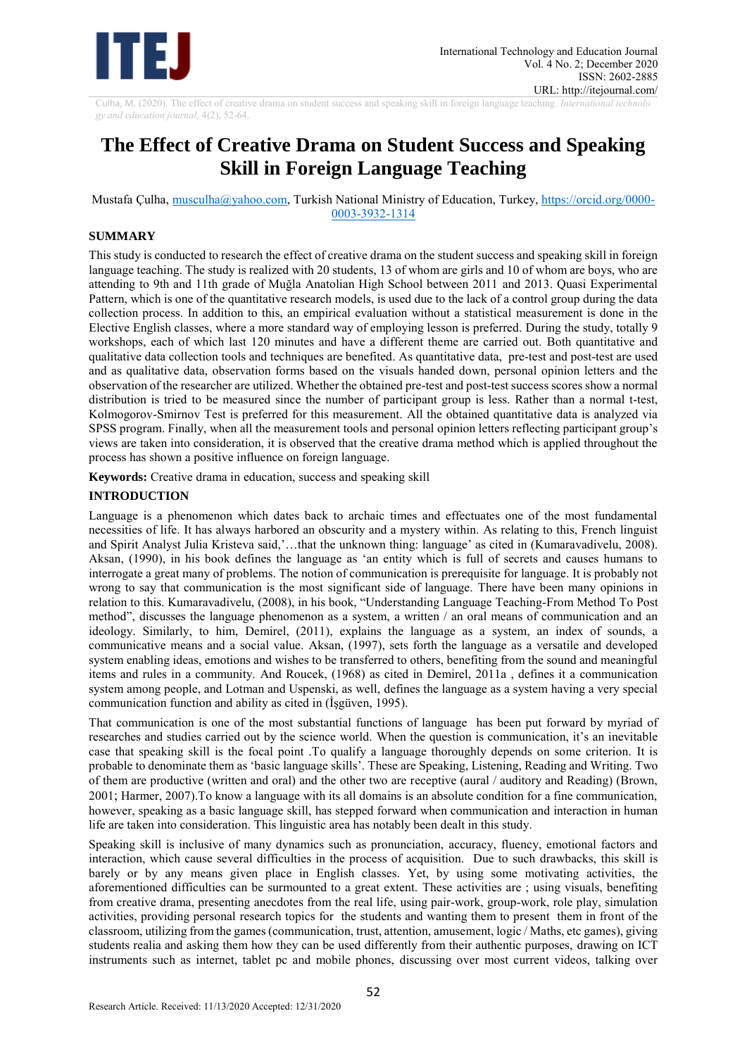# The Effect of Creative Drama on Student Success and Speaking Skill in Foreign Language Teaching

Mustafa Çulha, musculha@yahoo.com, Turkish National Ministry of Education, Turkey, https://orcid.org/0000-0003-3932-1314

## SUMMARY

This study is conducted to research the effect of creative drama on the student success and speaking skill in foreign language teaching. The study is realized with 20 students, 13 of whom are girls and 10 of whom are boys, who are attending to 9th and 11th grade of Muğla Anatolian High School between 2011 and 2013. Quasi Experimental Pattern, which is one of the quantitative research models, is used due to the lack of a control group during the data collection process. In addition to this, an empirical evaluation without a statistical measurement is done in the Elective English classes, where a more standard way of employing lesson is preferred. During the study, totally 9 workshops, each of which last 120 minutes and have a different theme are carried out. Both quantitative and qualitative data collection tools and techniques are benefited. As quantitative data, pre-test and post-test are used and as qualitative data, observation forms based on the visuals handed down, personal opinion letters and the observation of the researcher are utilized. Whether the obtained pre-test and post-test success scores show a normal distribution is tried to be measured since the number of participant group is less. Rather than a normal t-test, Kolmogorov-Smirnov Test is preferred for this measurement. All the obtained quantitative data is analyzed via SPSS program. Finally, when all the measurement tools and personal opinion letters reflecting participant group's views are taken into consideration, it is observed that the creative drama method which is applied throughout the process has shown a positive influence on foreign language.

**Keywords:** Creative drama in education, success and speaking skill

## INTRODUCTION

Language is a phenomenon which dates back to archaic times and effectuates one of the most fundamental necessities of life. It has always harbored an obscurity and a mystery within. As relating to this, French linguist and Spirit Analyst Julia Kristeva said,'…that the unknown thing: language' as cited in (Kumaravadivelu, 2008). Aksan, (1990), in his book defines the language as 'an entity which is full of secrets and causes humans to interrogate a great many of problems. The notion of communication is prerequisite for language. It is probably not wrong to say that communication is the most significant side of language. There have been many opinions in relation to this. Kumaravadivelu, (2008), in his book, "Understanding Language Teaching-From Method To Post method", discusses the language phenomenon as a system, a written / an oral means of communication and an ideology. Similarly, to him, Demirel, (2011), explains the language as a system, an index of sounds, a communicative means and a social value. Aksan, (1997), sets forth the language as a versatile and developed system enabling ideas, emotions and wishes to be transferred to others, benefiting from the sound and meaningful items and rules in a community. And Roucek, (1968) as cited in Demirel, 2011a , defines it a communication system among people, and Lotman and Uspenski, as well, defines the language as a system having a very special communication function and ability as cited in (İşgüven, 1995).

That communication is one of the most substantial functions of language has been put forward by myriad of researches and studies carried out by the science world. When the question is communication, it's an inevitable case that speaking skill is the focal point .To qualify a language thoroughly depends on some criterion. It is probable to denominate them as 'basic language skills'. These are Speaking, Listening, Reading and Writing. Two of them are productive (written and oral) and the other two are receptive (aural / auditory and Reading) (Brown, 2001; Harmer, 2007).To know a language with its all domains is an absolute condition for a fine communication, however, speaking as a basic language skill, has stepped forward when communication and interaction in human life are taken into consideration. This linguistic area has notably been dealt in this study.

Speaking skill is inclusive of many dynamics such as pronunciation, accuracy, fluency, emotional factors and interaction, which cause several difficulties in the process of acquisition. Due to such drawbacks, this skill is barely or by any means given place in English classes. Yet, by using some motivating activities, the aforementioned difficulties can be surmounted to a great extent. These activities are ; using visuals, benefiting from creative drama, presenting anecdotes from the real life, using pair-work, group-work, role play, simulation activities, providing personal research topics for the students and wanting them to present them in front of the classroom, utilizing from the games (communication, trust, attention, amusement, logic / Maths, etc games), giving students realia and asking them how they can be used differently from their authentic purposes, drawing on ICT instruments such as internet, tablet pc and mobile phones, discussing over most current videos, talking over

Research Article. Received: 11/13/2020 Accepted: 12/31/2020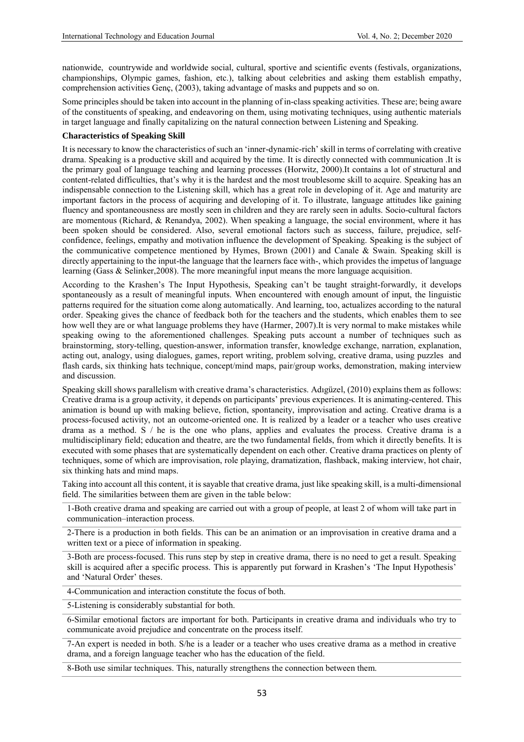nationwide, countrywide and worldwide social, cultural, sportive and scientific events (festivals, organizations, championships, Olympic games, fashion, etc.), talking about celebrities and asking them establish empathy, comprehension activities Genç, (2003), taking advantage of masks and puppets and so on.

Some principles should be taken into account in the planning of in-class speaking activities. These are; being aware of the constituents of speaking, and endeavoring on them, using motivating techniques, using authentic materials in target language and finally capitalizing on the natural connection between Listening and Speaking.

**Characteristics of Speaking Skill**

It is necessary to know the characteristics of such an 'inner-dynamic-rich' skill in terms of correlating with creative drama. Speaking is a productive skill and acquired by the time. It is directly connected with communication .It is the primary goal of language teaching and learning processes (Horwitz, 2000).It contains a lot of structural and content-related difficulties, that's why it is the hardest and the most troublesome skill to acquire. Speaking has an indispensable connection to the Listening skill, which has a great role in developing of it. Age and maturity are important factors in the process of acquiring and developing of it. To illustrate, language attitudes like gaining fluency and spontaneousness are mostly seen in children and they are rarely seen in adults. Socio-cultural factors are momentous (Richard, & Renandya, 2002). When speaking a language, the social environment, where it has been spoken should be considered. Also, several emotional factors such as success, failure, prejudice, self-confidence, feelings, empathy and motivation influence the development of Speaking. Speaking is the subject of the communicative competence mentioned by Hymes, Brown (2001) and Canale & Swain. Speaking skill is directly appertaining to the input-the language that the learners face with-, which provides the impetus of language learning (Gass & Selinker,2008). The more meaningful input means the more language acquisition.

According to the Krashen's The Input Hypothesis, Speaking can't be taught straight-forwardly, it develops spontaneously as a result of meaningful inputs. When encountered with enough amount of input, the linguistic patterns required for the situation come along automatically. And learning, too, actualizes according to the natural order. Speaking gives the chance of feedback both for the teachers and the students, which enables them to see how well they are or what language problems they have (Harmer, 2007).It is very normal to make mistakes while speaking owing to the aforementioned challenges. Speaking puts account a number of techniques such as brainstorming, story-telling, question-answer, information transfer, knowledge exchange, narration, explanation, acting out, analogy, using dialogues, games, report writing, problem solving, creative drama, using puzzles and flash cards, six thinking hats technique, concept/mind maps, pair/group works, demonstration, making interview and discussion.

Speaking skill shows parallelism with creative drama's characteristics. Adıgüzel, (2010) explains them as follows: Creative drama is a group activity, it depends on participants' previous experiences. It is animating-centered. This animation is bound up with making believe, fiction, spontaneity, improvisation and acting. Creative drama is a process-focused activity, not an outcome-oriented one. It is realized by a leader or a teacher who uses creative drama as a method. S / he is the one who plans, applies and evaluates the process. Creative drama is a multidisciplinary field; education and theatre, are the two fundamental fields, from which it directly benefits. It is executed with some phases that are systematically dependent on each other. Creative drama practices on plenty of techniques, some of which are improvisation, role playing, dramatization, flashback, making interview, hot chair, six thinking hats and mind maps.

Taking into account all this content, it is sayable that creative drama, just like speaking skill, is a multi-dimensional field. The similarities between them are given in the table below:

| |
|---|
| 1-Both creative drama and speaking are carried out with a group of people, at least 2 of whom will take part in communication–interaction process. |
| 2-There is a production in both fields. This can be an animation or an improvisation in creative drama and a written text or a piece of information in speaking. |
| 3-Both are process-focused. This runs step by step in creative drama, there is no need to get a result. Speaking skill is acquired after a specific process. This is apparently put forward in Krashen's 'The Input Hypothesis' and 'Natural Order' theses. |
| 4-Communication and interaction constitute the focus of both. |
| 5-Listening is considerably substantial for both. |
| 6-Similar emotional factors are important for both. Participants in creative drama and individuals who try to communicate avoid prejudice and concentrate on the process itself. |
| 7-An expert is needed in both. S/he is a leader or a teacher who uses creative drama as a method in creative drama, and a foreign language teacher who has the education of the field. |
| 8-Both use similar techniques. This, naturally strengthens the connection between them. |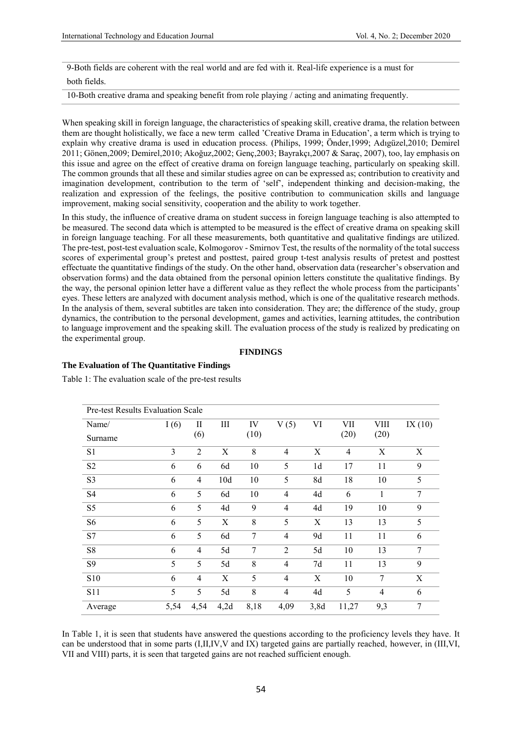| 9-Both fields are coherent with the real world and are fed with it. Real-life experience is a must for both fields. |
|---|
| 10-Both creative drama and speaking benefit from role playing / acting and animating frequently. |

When speaking skill in foreign language, the characteristics of speaking skill, creative drama, the relation between them are thought holistically, we face a new term called 'Creative Drama in Education', a term which is trying to explain why creative drama is used in education process. (Philips, 1999; Önder,1999; Adıgüzel,2010; Demirel 2011; Gönen,2009; Demirel,2010; Akoğuz,2002; Genç,2003; Bayrakçı,2007 & Saraç, 2007), too, lay emphasis on this issue and agree on the effect of creative drama on foreign language teaching, particularly on speaking skill. The common grounds that all these and similar studies agree on can be expressed as; contribution to creativity and imagination development, contribution to the term of 'self', independent thinking and decision-making, the realization and expression of the feelings, the positive contribution to communication skills and language improvement, making social sensitivity, cooperation and the ability to work together.

In this study, the influence of creative drama on student success in foreign language teaching is also attempted to be measured. The second data which is attempted to be measured is the effect of creative drama on speaking skill in foreign language teaching. For all these measurements, both quantitative and qualitative findings are utilized. The pre-test, post-test evaluation scale, Kolmogorov - Smirnov Test, the results of the normality of the total success scores of experimental group's pretest and posttest, paired group t-test analysis results of pretest and posttest effectuate the quantitative findings of the study. On the other hand, observation data (researcher's observation and observation forms) and the data obtained from the personal opinion letters constitute the qualitative findings. By the way, the personal opinion letter have a different value as they reflect the whole process from the participants' eyes. These letters are analyzed with document analysis method, which is one of the qualitative research methods. In the analysis of them, several subtitles are taken into consideration. They are; the difference of the study, group dynamics, the contribution to the personal development, games and activities, learning attitudes, the contribution to language improvement and the speaking skill. The evaluation process of the study is realized by predicating on the experimental group.

## FINDINGS

### The Evaluation of The Quantitative Findings

Table 1: The evaluation scale of the pre-test results

| Pre-test Results Evaluation Scale | | | | | | | | | |
|---|---|---|---|---|---|---|---|---|---|
| Name/ Surname | I (6) | II (6) | III | IV (10) | V (5) | VI | VII (20) | VIII (20) | IX (10) |
| S1 | 3 | 2 | X | 8 | 4 | X | 4 | X | X |
| S2 | 6 | 6 | 6d | 10 | 5 | 1d | 17 | 11 | 9 |
| S3 | 6 | 4 | 10d | 10 | 5 | 8d | 18 | 10 | 5 |
| S4 | 6 | 5 | 6d | 10 | 4 | 4d | 6 | 1 | 7 |
| S5 | 6 | 5 | 4d | 9 | 4 | 4d | 19 | 10 | 9 |
| S6 | 6 | 5 | X | 8 | 5 | X | 13 | 13 | 5 |
| S7 | 6 | 5 | 6d | 7 | 4 | 9d | 11 | 11 | 6 |
| S8 | 6 | 4 | 5d | 7 | 2 | 5d | 10 | 13 | 7 |
| S9 | 5 | 5 | 5d | 8 | 4 | 7d | 11 | 13 | 9 |
| S10 | 6 | 4 | X | 5 | 4 | X | 10 | 7 | X |
| S11 | 5 | 5 | 5d | 8 | 4 | 4d | 5 | 4 | 6 |
| Average | 5,54 | 4,54 | 4,2d | 8,18 | 4,09 | 3,8d | 11,27 | 9,3 | 7 |

In Table 1, it is seen that students have answered the questions according to the proficiency levels they have. It can be understood that in some parts (I,II,IV,V and IX) targeted gains are partially reached, however, in (III,VI, VII and VIII) parts, it is seen that targeted gains are not reached sufficient enough.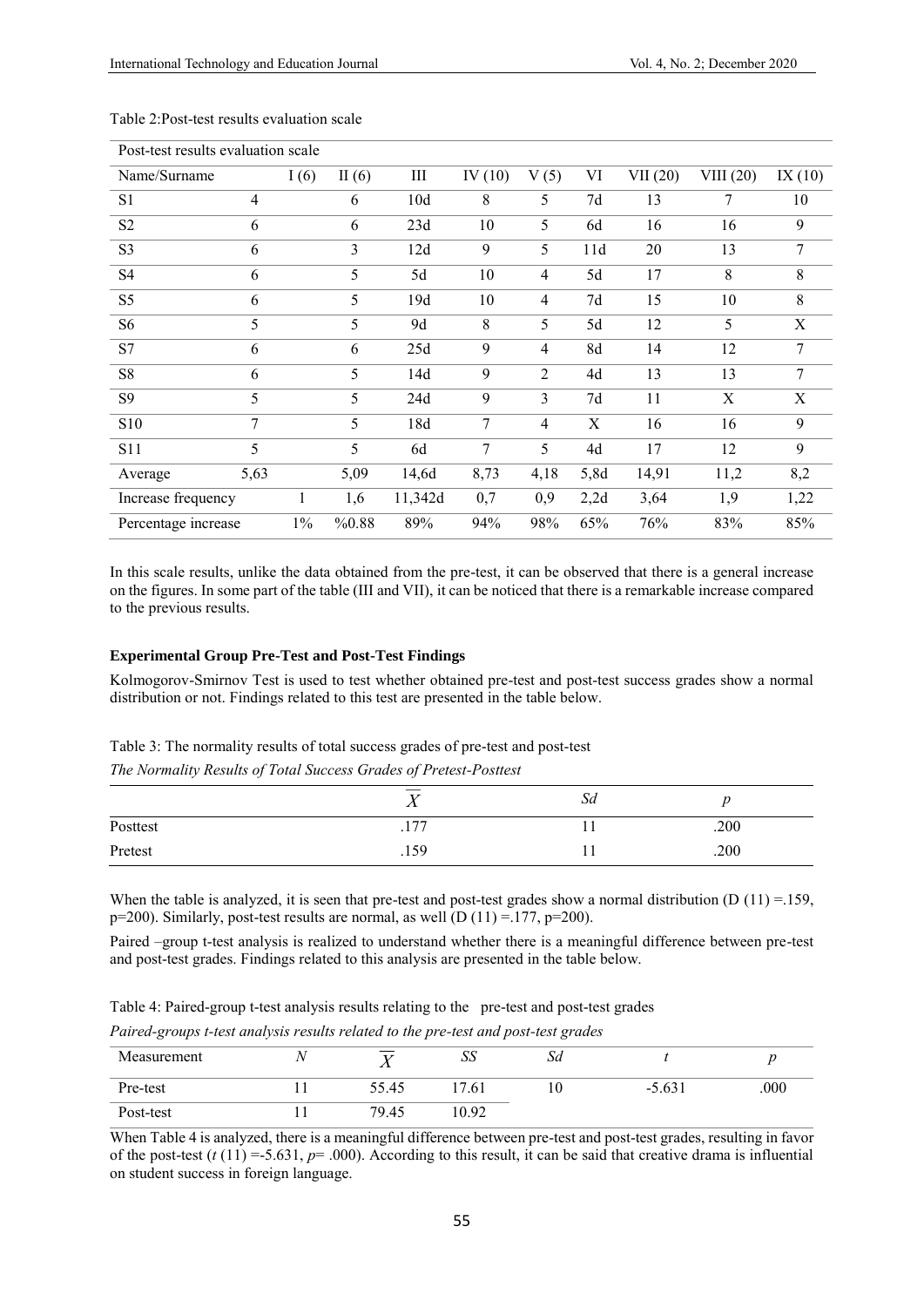Table 2:Post-test results evaluation scale

| Post-test results evaluation scale | | | | | | | | | |
|---|---|---|---|---|---|---|---|---|---|
| Name/Surname | I (6) | II (6) | III | IV (10) | V (5) | VI | VII (20) | VIII (20) | IX (10) |
| S1 | 4 | 6 | 10d | 8 | 5 | 7d | 13 | 7 | 10 |
| S2 | 6 | 6 | 23d | 10 | 5 | 6d | 16 | 16 | 9 |
| S3 | 6 | 3 | 12d | 9 | 5 | 11d | 20 | 13 | 7 |
| S4 | 6 | 5 | 5d | 10 | 4 | 5d | 17 | 8 | 8 |
| S5 | 6 | 5 | 19d | 10 | 4 | 7d | 15 | 10 | 8 |
| S6 | 5 | 5 | 9d | 8 | 5 | 5d | 12 | 5 | X |
| S7 | 6 | 6 | 25d | 9 | 4 | 8d | 14 | 12 | 7 |
| S8 | 6 | 5 | 14d | 9 | 2 | 4d | 13 | 13 | 7 |
| S9 | 5 | 5 | 24d | 9 | 3 | 7d | 11 | X | X |
| S10 | 7 | 5 | 18d | 7 | 4 | X | 16 | 16 | 9 |
| S11 | 5 | 5 | 6d | 7 | 5 | 4d | 17 | 12 | 9 |
| Average | 5,63 | 5,09 | 14,6d | 8,73 | 4,18 | 5,8d | 14,91 | 11,2 | 8,2 |
| Increase frequency | 1 | 1,6 | 11,342d | 0,7 | 0,9 | 2,2d | 3,64 | 1,9 | 1,22 |
| Percentage increase | 1% | %0.88 | 89% | 94% | 98% | 65% | 76% | 83% | 85% |

In this scale results, unlike the data obtained from the pre-test, it can be observed that there is a general increase on the figures. In some part of the table (III and VII), it can be noticed that there is a remarkable increase compared to the previous results.

**Experimental Group Pre-Test and Post-Test Findings**

Kolmogorov-Smirnov Test is used to test whether obtained pre-test and post-test success grades show a normal distribution or not. Findings related to this test are presented in the table below.

Table 3: The normality results of total success grades of pre-test and post-test

*The Normality Results of Total Success Grades of Pretest-Posttest*

| | $\overline{X}$ | *Sd* | *p* |
|---|---|---|---|
| Posttest | .177 | 11 | .200 |
| Pretest | .159 | 11 | .200 |

When the table is analyzed, it is seen that pre-test and post-test grades show a normal distribution ($D(11) = .159$, $p=200$). Similarly, post-test results are normal, as well ($D(11) = .177$, $p=200$).

Paired –group t-test analysis is realized to understand whether there is a meaningful difference between pre-test and post-test grades. Findings related to this analysis are presented in the table below.

Table 4: Paired-group t-test analysis results relating to the pre-test and post-test grades

*Paired-groups t-test analysis results related to the pre-test and post-test grades*

| Measurement | *N* | $\overline{X}$ | *SS* | *Sd* | *t* | *p* |
|---|---|---|---|---|---|---|
| Pre-test | 11 | 55.45 | 17.61 | 10 | -5.631 | .000 |
| Post-test | 11 | 79.45 | 10.92 | | | |

When Table 4 is analyzed, there is a meaningful difference between pre-test and post-test grades, resulting in favor of the post-test ($t(11) = -5.631$, $p = .000$). According to this result, it can be said that creative drama is influential on student success in foreign language.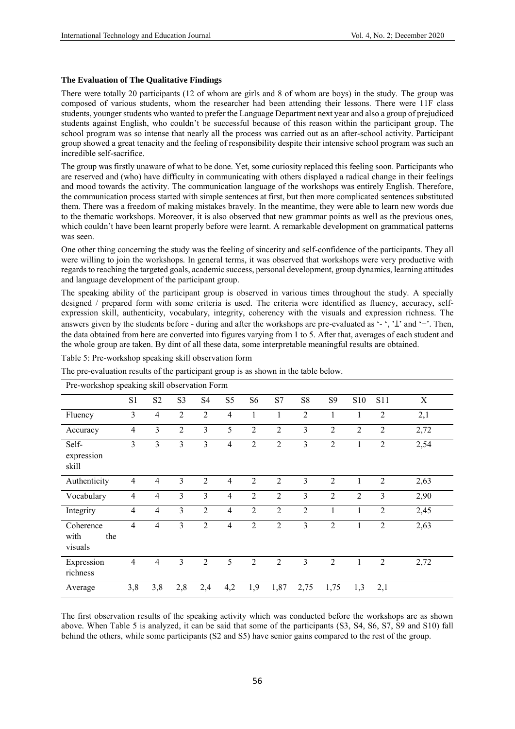**The Evaluation of The Qualitative Findings**

There were totally 20 participants (12 of whom are girls and 8 of whom are boys) in the study. The group was composed of various students, whom the researcher had been attending their lessons. There were 11F class students, younger students who wanted to prefer the Language Department next year and also a group of prejudiced students against English, who couldn't be successful because of this reason within the participant group. The school program was so intense that nearly all the process was carried out as an after-school activity. Participant group showed a great tenacity and the feeling of responsibility despite their intensive school program was such an incredible self-sacrifice.

The group was firstly unaware of what to be done. Yet, some curiosity replaced this feeling soon. Participants who are reserved and (who) have difficulty in communicating with others displayed a radical change in their feelings and mood towards the activity. The communication language of the workshops was entirely English. Therefore, the communication process started with simple sentences at first, but then more complicated sentences substituted them. There was a freedom of making mistakes bravely. In the meantime, they were able to learn new words due to the thematic workshops. Moreover, it is also observed that new grammar points as well as the previous ones, which couldn't have been learnt properly before were learnt. A remarkable development on grammatical patterns was seen.

One other thing concerning the study was the feeling of sincerity and self-confidence of the participants. They all were willing to join the workshops. In general terms, it was observed that workshops were very productive with regards to reaching the targeted goals, academic success, personal development, group dynamics, learning attitudes and language development of the participant group.

The speaking ability of the participant group is observed in various times throughout the study. A specially designed / prepared form with some criteria is used. The criteria were identified as fluency, accuracy, self-expression skill, authenticity, vocabulary, integrity, coherency with the visuals and expression richness. The answers given by the students before - during and after the workshops are pre-evaluated as '- ', '⊥' and '+'. Then, the data obtained from here are converted into figures varying from 1 to 5. After that, averages of each student and the whole group are taken. By dint of all these data, some interpretable meaningful results are obtained.

Table 5: Pre-workshop speaking skill observation form

The pre-evaluation results of the participant group is as shown in the table below.

| Pre-workshop speaking skill observation Form | | | | | | | | | | | | |
|---|---|---|---|---|---|---|---|---|---|---|---|---|
| | S1 | S2 | S3 | S4 | S5 | S6 | S7 | S8 | S9 | S10 | S11 | X |
| Fluency | 3 | 4 | 2 | 2 | 4 | 1 | 1 | 2 | 1 | 1 | 2 | 2,1 |
| Accuracy | 4 | 3 | 2 | 3 | 5 | 2 | 2 | 3 | 2 | 2 | 2 | 2,72 |
| Self-expression skill | 3 | 3 | 3 | 3 | 4 | 2 | 2 | 3 | 2 | 1 | 2 | 2,54 |
| Authenticity | 4 | 4 | 3 | 2 | 4 | 2 | 2 | 3 | 2 | 1 | 2 | 2,63 |
| Vocabulary | 4 | 4 | 3 | 3 | 4 | 2 | 2 | 3 | 2 | 2 | 3 | 2,90 |
| Integrity | 4 | 4 | 3 | 2 | 4 | 2 | 2 | 2 | 1 | 1 | 2 | 2,45 |
| Coherence with the visuals | 4 | 4 | 3 | 2 | 4 | 2 | 2 | 3 | 2 | 1 | 2 | 2,63 |
| Expression richness | 4 | 4 | 3 | 2 | 5 | 2 | 2 | 3 | 2 | 1 | 2 | 2,72 |
| Average | 3,8 | 3,8 | 2,8 | 2,4 | 4,2 | 1,9 | 1,87 | 2,75 | 1,75 | 1,3 | 2,1 | |

The first observation results of the speaking activity which was conducted before the workshops are as shown above. When Table 5 is analyzed, it can be said that some of the participants (S3, S4, S6, S7, S9 and S10) fall behind the others, while some participants (S2 and S5) have senior gains compared to the rest of the group.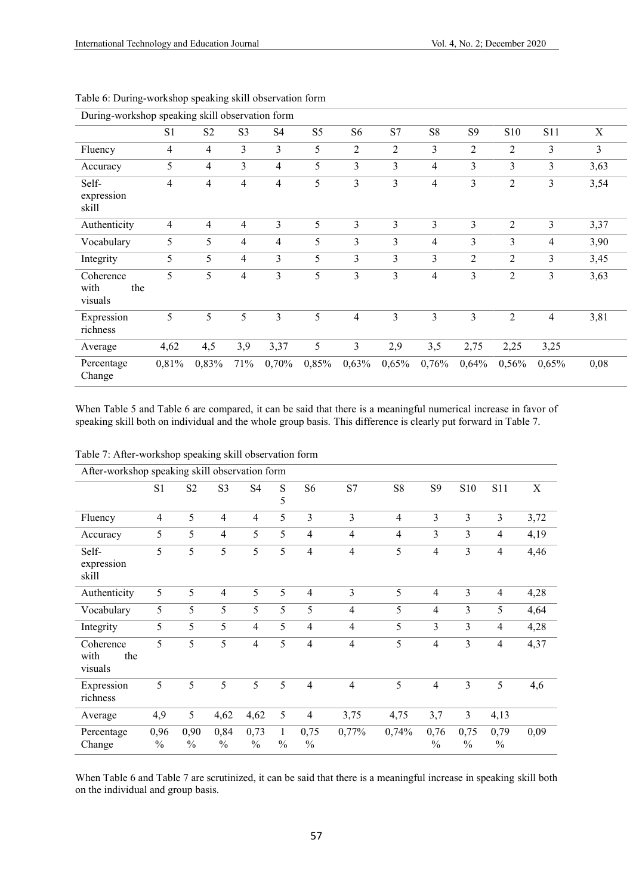Table 6: During-workshop speaking skill observation form

| During-workshop speaking skill observation form | | | | | | | | | | | | |
|---|---|---|---|---|---|---|---|---|---|---|---|---|
| | S1 | S2 | S3 | S4 | S5 | S6 | S7 | S8 | S9 | S10 | S11 | X |
| Fluency | 4 | 4 | 3 | 3 | 5 | 2 | 2 | 3 | 2 | 2 | 3 | 3 |
| Accuracy | 5 | 4 | 3 | 4 | 5 | 3 | 3 | 4 | 3 | 3 | 3 | 3,63 |
| Self-expression skill | 4 | 4 | 4 | 4 | 5 | 3 | 3 | 4 | 3 | 2 | 3 | 3,54 |
| Authenticity | 4 | 4 | 4 | 3 | 5 | 3 | 3 | 3 | 3 | 2 | 3 | 3,37 |
| Vocabulary | 5 | 5 | 4 | 4 | 5 | 3 | 3 | 4 | 3 | 3 | 4 | 3,90 |
| Integrity | 5 | 5 | 4 | 3 | 5 | 3 | 3 | 3 | 2 | 2 | 3 | 3,45 |
| Coherence with the visuals | 5 | 5 | 4 | 3 | 5 | 3 | 3 | 4 | 3 | 2 | 3 | 3,63 |
| Expression richness | 5 | 5 | 5 | 3 | 5 | 4 | 3 | 3 | 3 | 2 | 4 | 3,81 |
| Average | 4,62 | 4,5 | 3,9 | 3,37 | 5 | 3 | 2,9 | 3,5 | 2,75 | 2,25 | 3,25 | |
| Percentage Change | 0,81% | 0,83% | 71% | 0,70% | 0,85% | 0,63% | 0,65% | 0,76% | 0,64% | 0,56% | 0,65% | 0,08 |

When Table 5 and Table 6 are compared, it can be said that there is a meaningful numerical increase in favor of speaking skill both on individual and the whole group basis. This difference is clearly put forward in Table 7.

Table 7: After-workshop speaking skill observation form

| After-workshop speaking skill observation form | | | | | | | | | | | | |
|---|---|---|---|---|---|---|---|---|---|---|---|---|
| | S1 | S2 | S3 | S4 | S5 | S6 | S7 | S8 | S9 | S10 | S11 | X |
| Fluency | 4 | 5 | 4 | 4 | 5 | 3 | 3 | 4 | 3 | 3 | 3 | 3,72 |
| Accuracy | 5 | 5 | 4 | 5 | 5 | 4 | 4 | 4 | 3 | 3 | 4 | 4,19 |
| Self-expression skill | 5 | 5 | 5 | 5 | 5 | 4 | 4 | 5 | 4 | 3 | 4 | 4,46 |
| Authenticity | 5 | 5 | 4 | 5 | 5 | 4 | 3 | 5 | 4 | 3 | 4 | 4,28 |
| Vocabulary | 5 | 5 | 5 | 5 | 5 | 5 | 4 | 5 | 4 | 3 | 5 | 4,64 |
| Integrity | 5 | 5 | 5 | 4 | 5 | 4 | 4 | 5 | 3 | 3 | 4 | 4,28 |
| Coherence with the visuals | 5 | 5 | 5 | 4 | 5 | 4 | 4 | 5 | 4 | 3 | 4 | 4,37 |
| Expression richness | 5 | 5 | 5 | 5 | 5 | 4 | 4 | 5 | 4 | 3 | 5 | 4,6 |
| Average | 4,9 | 5 | 4,62 | 4,62 | 5 | 4 | 3,75 | 4,75 | 3,7 | 3 | 4,13 | |
| Percentage Change | 0,96 % | 0,90 % | 0,84 % | 0,73 % | 1 % | 0,75 % | 0,77% | 0,74% | 0,76 % | 0,75 % | 0,79 % | 0,09 |

When Table 6 and Table 7 are scrutinized, it can be said that there is a meaningful increase in speaking skill both on the individual and group basis.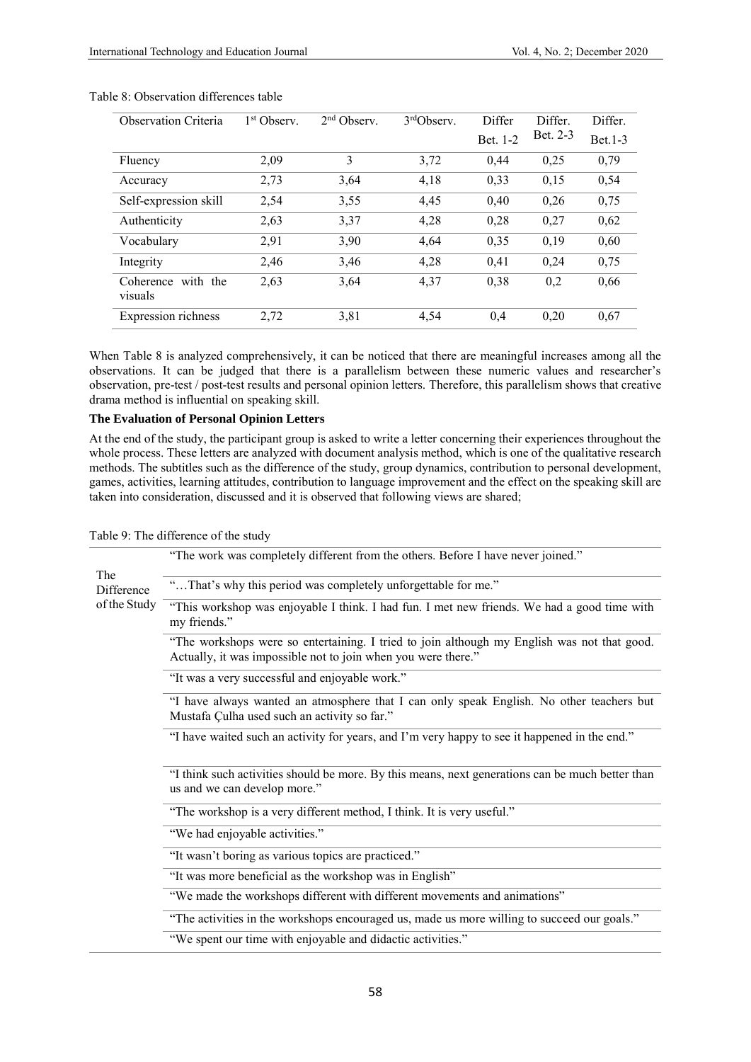Table 8: Observation differences table

| Observation Criteria | 1st Observ. | 2nd Observ. | 3rd Observ. | Differ Bet. 1-2 | Differ. Bet. 2-3 | Differ. Bet.1-3 |
|---|---|---|---|---|---|---|
| Fluency | 2,09 | 3 | 3,72 | 0,44 | 0,25 | 0,79 |
| Accuracy | 2,73 | 3,64 | 4,18 | 0,33 | 0,15 | 0,54 |
| Self-expression skill | 2,54 | 3,55 | 4,45 | 0,40 | 0,26 | 0,75 |
| Authenticity | 2,63 | 3,37 | 4,28 | 0,28 | 0,27 | 0,62 |
| Vocabulary | 2,91 | 3,90 | 4,64 | 0,35 | 0,19 | 0,60 |
| Integrity | 2,46 | 3,46 | 4,28 | 0,41 | 0,24 | 0,75 |
| Coherence with the visuals | 2,63 | 3,64 | 4,37 | 0,38 | 0,2 | 0,66 |
| Expression richness | 2,72 | 3,81 | 4,54 | 0,4 | 0,20 | 0,67 |

When Table 8 is analyzed comprehensively, it can be noticed that there are meaningful increases among all the observations. It can be judged that there is a parallelism between these numeric values and researcher's observation, pre-test / post-test results and personal opinion letters. Therefore, this parallelism shows that creative drama method is influential on speaking skill.

**The Evaluation of Personal Opinion Letters**

At the end of the study, the participant group is asked to write a letter concerning their experiences throughout the whole process. These letters are analyzed with document analysis method, which is one of the qualitative research methods. The subtitles such as the difference of the study, group dynamics, contribution to personal development, games, activities, learning attitudes, contribution to language improvement and the effect on the speaking skill are taken into consideration, discussed and it is observed that following views are shared;

Table 9: The difference of the study

| | |
|---|---|
| The Difference of the Study | "The work was completely different from the others. Before I have never joined." |
| | "…That's why this period was completely unforgettable for me." |
| | "This workshop was enjoyable I think. I had fun. I met new friends. We had a good time with my friends." |
| | "The workshops were so entertaining. I tried to join although my English was not that good. Actually, it was impossible not to join when you were there." |
| | "It was a very successful and enjoyable work." |
| | "I have always wanted an atmosphere that I can only speak English. No other teachers but Mustafa Çulha used such an activity so far." |
| | "I have waited such an activity for years, and I'm very happy to see it happened in the end." |
| | "I think such activities should be more. By this means, next generations can be much better than us and we can develop more." |
| | "The workshop is a very different method, I think. It is very useful." |
| | "We had enjoyable activities." |
| | "It wasn't boring as various topics are practiced." |
| | "It was more beneficial as the workshop was in English" |
| | "We made the workshops different with different movements and animations" |
| | "The activities in the workshops encouraged us, made us more willing to succeed our goals." |
| | "We spent our time with enjoyable and didactic activities." |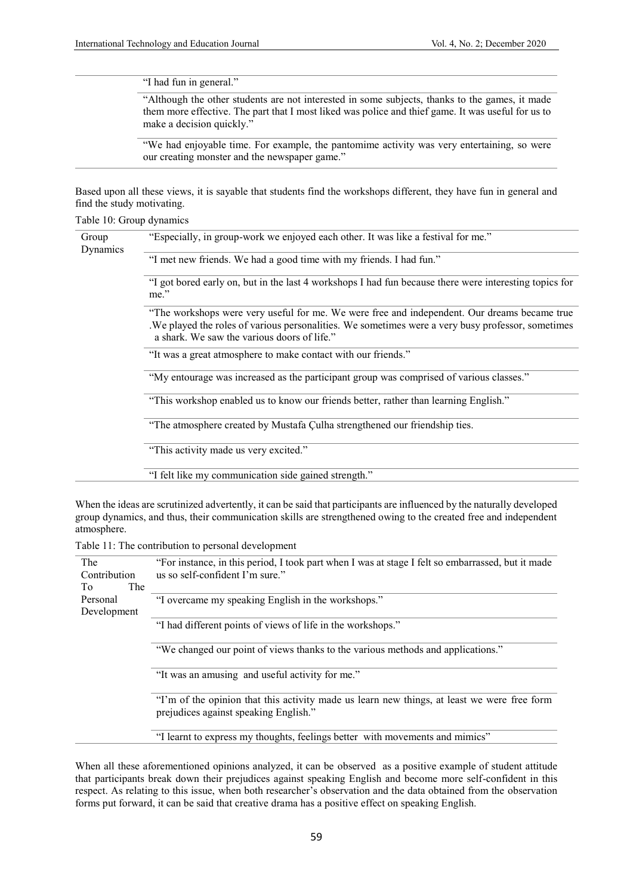| | |
|---|---|
| | "I had fun in general." |
| | "Although the other students are not interested in some subjects, thanks to the games, it made them more effective. The part that I most liked was police and thief game. It was useful for us to make a decision quickly." |
| | "We had enjoyable time. For example, the pantomime activity was very entertaining, so were our creating monster and the newspaper game." |

Based upon all these views, it is sayable that students find the workshops different, they have fun in general and find the study motivating.

Table 10: Group dynamics

| | |
|---|---|
| Group Dynamics | "Especially, in group-work we enjoyed each other. It was like a festival for me." |
| | "I met new friends. We had a good time with my friends. I had fun." |
| | "I got bored early on, but in the last 4 workshops I had fun because there were interesting topics for me." |
| | "The workshops were very useful for me. We were free and independent. Our dreams became true .We played the roles of various personalities. We sometimes were a very busy professor, sometimes a shark. We saw the various doors of life." |
| | "It was a great atmosphere to make contact with our friends." |
| | "My entourage was increased as the participant group was comprised of various classes." |
| | "This workshop enabled us to know our friends better, rather than learning English." |
| | "The atmosphere created by Mustafa Çulha strengthened our friendship ties. |
| | "This activity made us very excited." |
| | "I felt like my communication side gained strength." |

When the ideas are scrutinized advertently, it can be said that participants are influenced by the naturally developed group dynamics, and thus, their communication skills are strengthened owing to the created free and independent atmosphere.

Table 11: The contribution to personal development

| | |
|---|---|
| The Contribution To The Personal Development | "For instance, in this period, I took part when I was at stage I felt so embarrassed, but it made us so self-confident I'm sure." |
| | "I overcame my speaking English in the workshops." |
| | "I had different points of views of life in the workshops." |
| | "We changed our point of views thanks to the various methods and applications." |
| | "It was an amusing and useful activity for me." |
| | "I'm of the opinion that this activity made us learn new things, at least we were free form prejudices against speaking English." |
| | "I learnt to express my thoughts, feelings better with movements and mimics" |

When all these aforementioned opinions analyzed, it can be observed as a positive example of student attitude that participants break down their prejudices against speaking English and become more self-confident in this respect. As relating to this issue, when both researcher's observation and the data obtained from the observation forms put forward, it can be said that creative drama has a positive effect on speaking English.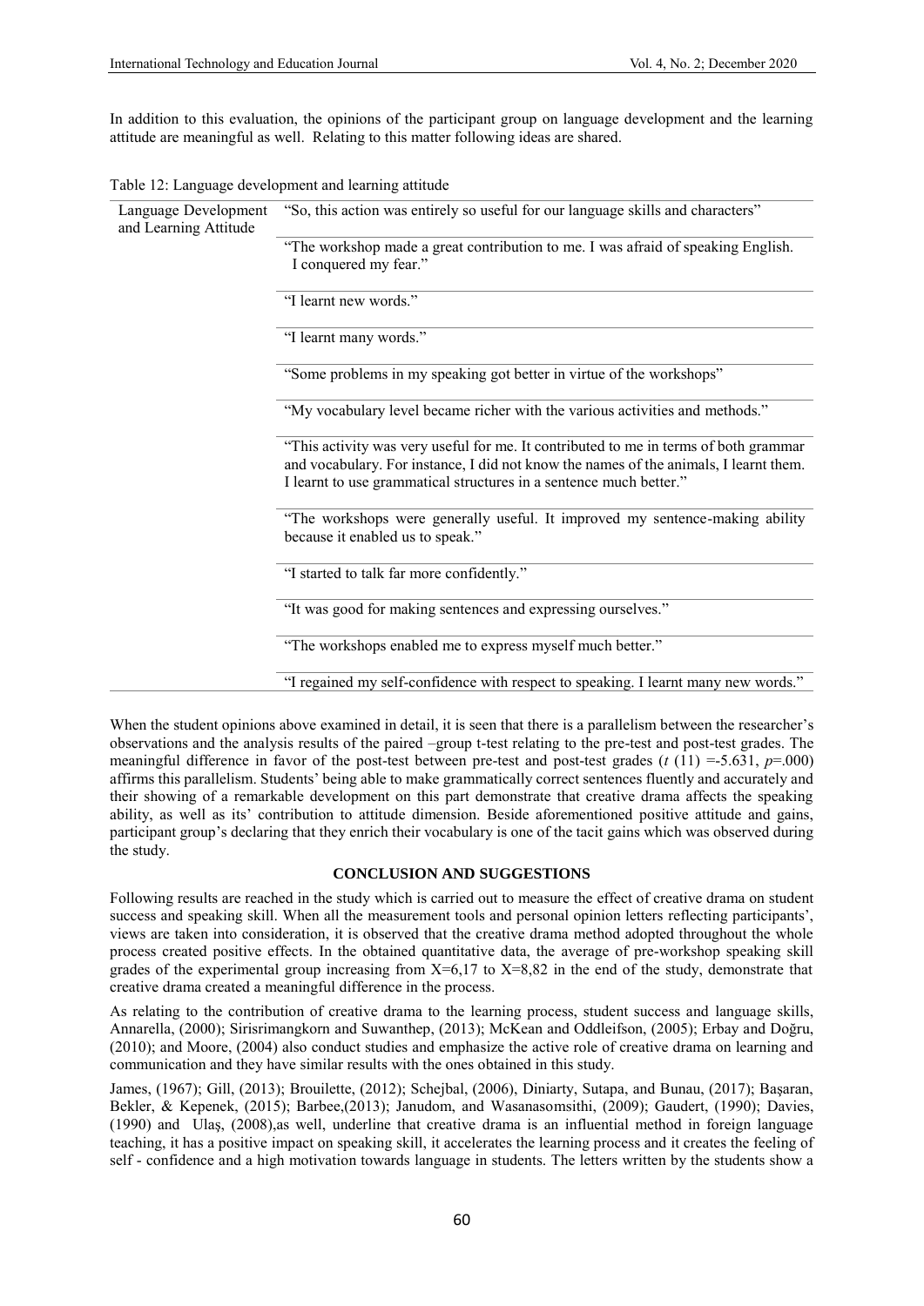In addition to this evaluation, the opinions of the participant group on language development and the learning attitude are meaningful as well. Relating to this matter following ideas are shared.

Table 12: Language development and learning attitude

| Language Development and Learning Attitude | "So, this action was entirely so useful for our language skills and characters" |
|---|---|
| | "The workshop made a great contribution to me. I was afraid of speaking English. I conquered my fear." |
| | "I learnt new words." |
| | "I learnt many words." |
| | "Some problems in my speaking got better in virtue of the workshops" |
| | "My vocabulary level became richer with the various activities and methods." |
| | "This activity was very useful for me. It contributed to me in terms of both grammar and vocabulary. For instance, I did not know the names of the animals, I learnt them. I learnt to use grammatical structures in a sentence much better." |
| | "The workshops were generally useful. It improved my sentence-making ability because it enabled us to speak." |
| | "I started to talk far more confidently." |
| | "It was good for making sentences and expressing ourselves." |
| | "The workshops enabled me to express myself much better." |
| | "I regained my self-confidence with respect to speaking. I learnt many new words." |

When the student opinions above examined in detail, it is seen that there is a parallelism between the researcher's observations and the analysis results of the paired –group t-test relating to the pre-test and post-test grades. The meaningful difference in favor of the post-test between pre-test and post-test grades ($t$ (11) =-5.631, $p$=.000) affirms this parallelism. Students' being able to make grammatically correct sentences fluently and accurately and their showing of a remarkable development on this part demonstrate that creative drama affects the speaking ability, as well as its' contribution to attitude dimension. Beside aforementioned positive attitude and gains, participant group's declaring that they enrich their vocabulary is one of the tacit gains which was observed during the study.

## CONCLUSION AND SUGGESTIONS

Following results are reached in the study which is carried out to measure the effect of creative drama on student success and speaking skill. When all the measurement tools and personal opinion letters reflecting participants', views are taken into consideration, it is observed that the creative drama method adopted throughout the whole process created positive effects. In the obtained quantitative data, the average of pre-workshop speaking skill grades of the experimental group increasing from X=6,17 to X=8,82 in the end of the study, demonstrate that creative drama created a meaningful difference in the process.

As relating to the contribution of creative drama to the learning process, student success and language skills, Annarella, (2000); Sirisrimangkorn and Suwanthep, (2013); McKean and Oddleifson, (2005); Erbay and Doğru, (2010); and Moore, (2004) also conduct studies and emphasize the active role of creative drama on learning and communication and they have similar results with the ones obtained in this study.

James, (1967); Gill, (2013); Brouilette, (2012); Schejbal, (2006), Diniarty, Sutapa, and Bunau, (2017); Başaran, Bekler, & Kepenek, (2015); Barbee,(2013); Janudom, and Wasanasomsithi, (2009); Gaudert, (1990); Davies, (1990) and Ulaş, (2008),as well, underline that creative drama is an influential method in foreign language teaching, it has a positive impact on speaking skill, it accelerates the learning process and it creates the feeling of self - confidence and a high motivation towards language in students. The letters written by the students show a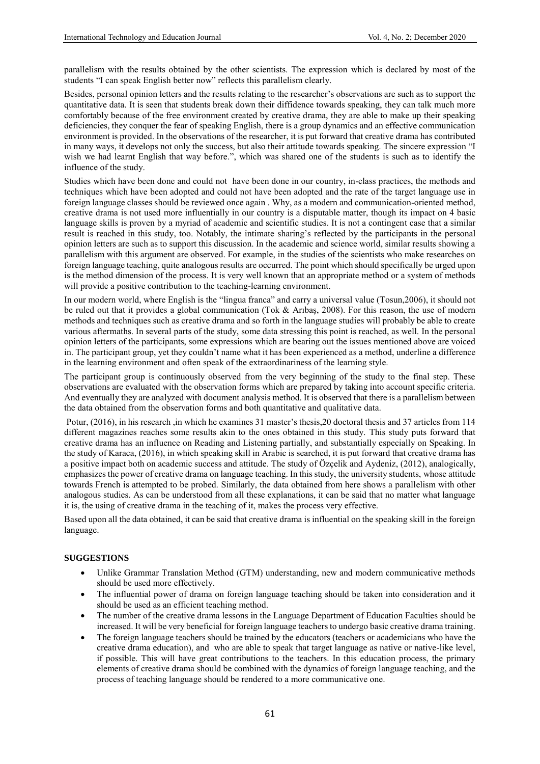parallelism with the results obtained by the other scientists. The expression which is declared by most of the students "I can speak English better now" reflects this parallelism clearly.

Besides, personal opinion letters and the results relating to the researcher's observations are such as to support the quantitative data. It is seen that students break down their diffidence towards speaking, they can talk much more comfortably because of the free environment created by creative drama, they are able to make up their speaking deficiencies, they conquer the fear of speaking English, there is a group dynamics and an effective communication environment is provided. In the observations of the researcher, it is put forward that creative drama has contributed in many ways, it develops not only the success, but also their attitude towards speaking. The sincere expression "I wish we had learnt English that way before.", which was shared one of the students is such as to identify the influence of the study.

Studies which have been done and could not have been done in our country, in-class practices, the methods and techniques which have been adopted and could not have been adopted and the rate of the target language use in foreign language classes should be reviewed once again . Why, as a modern and communication-oriented method, creative drama is not used more influentially in our country is a disputable matter, though its impact on 4 basic language skills is proven by a myriad of academic and scientific studies. It is not a contingent case that a similar result is reached in this study, too. Notably, the intimate sharing's reflected by the participants in the personal opinion letters are such as to support this discussion. In the academic and science world, similar results showing a parallelism with this argument are observed. For example, in the studies of the scientists who make researches on foreign language teaching, quite analogous results are occurred. The point which should specifically be urged upon is the method dimension of the process. It is very well known that an appropriate method or a system of methods will provide a positive contribution to the teaching-learning environment.

In our modern world, where English is the "lingua franca" and carry a universal value (Tosun,2006), it should not be ruled out that it provides a global communication (Tok & Arıbaş, 2008). For this reason, the use of modern methods and techniques such as creative drama and so forth in the language studies will probably be able to create various aftermaths. In several parts of the study, some data stressing this point is reached, as well. In the personal opinion letters of the participants, some expressions which are bearing out the issues mentioned above are voiced in. The participant group, yet they couldn't name what it has been experienced as a method, underline a difference in the learning environment and often speak of the extraordinariness of the learning style.

The participant group is continuously observed from the very beginning of the study to the final step. These observations are evaluated with the observation forms which are prepared by taking into account specific criteria. And eventually they are analyzed with document analysis method. It is observed that there is a parallelism between the data obtained from the observation forms and both quantitative and qualitative data.

Potur, (2016), in his research ,in which he examines 31 master's thesis,20 doctoral thesis and 37 articles from 114 different magazines reaches some results akin to the ones obtained in this study. This study puts forward that creative drama has an influence on Reading and Listening partially, and substantially especially on Speaking. In the study of Karaca, (2016), in which speaking skill in Arabic is searched, it is put forward that creative drama has a positive impact both on academic success and attitude. The study of Özçelik and Aydeniz, (2012), analogically, emphasizes the power of creative drama on language teaching. In this study, the university students, whose attitude towards French is attempted to be probed. Similarly, the data obtained from here shows a parallelism with other analogous studies. As can be understood from all these explanations, it can be said that no matter what language it is, the using of creative drama in the teaching of it, makes the process very effective.

Based upon all the data obtained, it can be said that creative drama is influential on the speaking skill in the foreign language.

## SUGGESTIONS

- Unlike Grammar Translation Method (GTM) understanding, new and modern communicative methods should be used more effectively.
- The influential power of drama on foreign language teaching should be taken into consideration and it should be used as an efficient teaching method.
- The number of the creative drama lessons in the Language Department of Education Faculties should be increased. It will be very beneficial for foreign language teachers to undergo basic creative drama training.
- The foreign language teachers should be trained by the educators (teachers or academicians who have the creative drama education), and who are able to speak that target language as native or native-like level, if possible. This will have great contributions to the teachers. In this education process, the primary elements of creative drama should be combined with the dynamics of foreign language teaching, and the process of teaching language should be rendered to a more communicative one.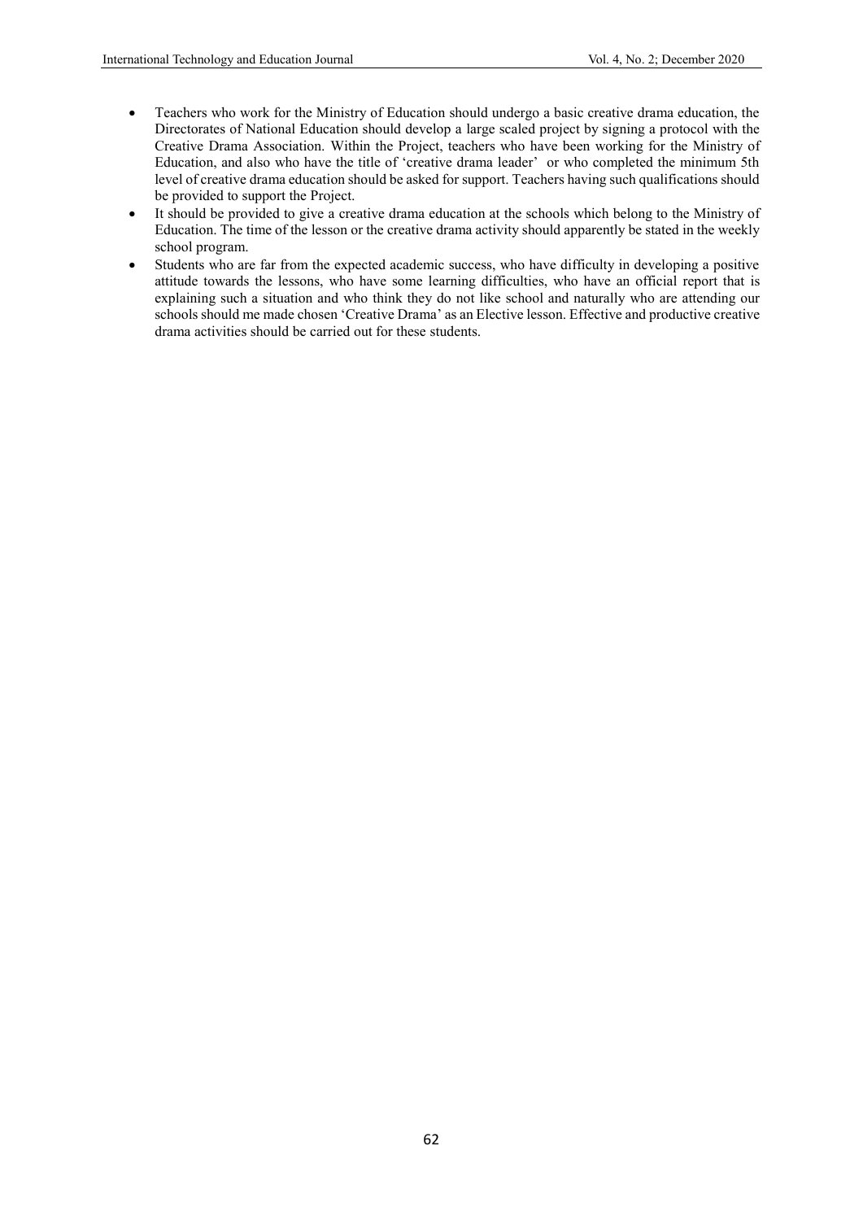- Teachers who work for the Ministry of Education should undergo a basic creative drama education, the Directorates of National Education should develop a large scaled project by signing a protocol with the Creative Drama Association. Within the Project, teachers who have been working for the Ministry of Education, and also who have the title of 'creative drama leader' or who completed the minimum 5th level of creative drama education should be asked for support. Teachers having such qualifications should be provided to support the Project.
- It should be provided to give a creative drama education at the schools which belong to the Ministry of Education. The time of the lesson or the creative drama activity should apparently be stated in the weekly school program.
- Students who are far from the expected academic success, who have difficulty in developing a positive attitude towards the lessons, who have some learning difficulties, who have an official report that is explaining such a situation and who think they do not like school and naturally who are attending our schools should me made chosen 'Creative Drama' as an Elective lesson. Effective and productive creative drama activities should be carried out for these students.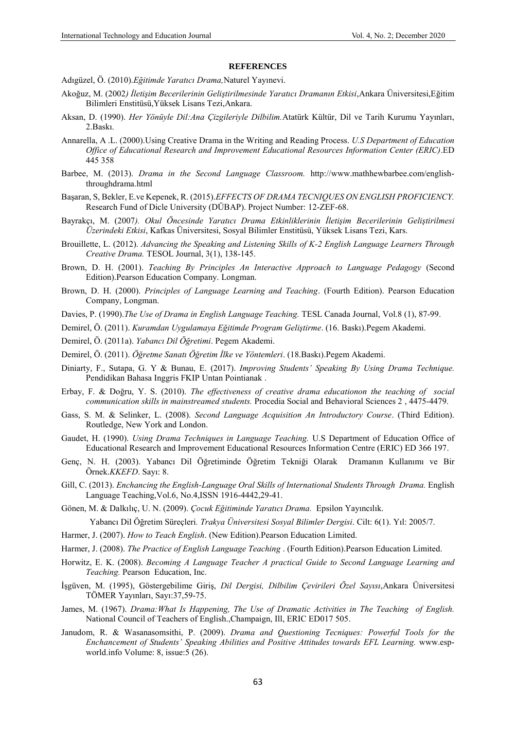**REFERENCES**

Adıgüzel, Ö. (2010).*Eğitimde Yaratıcı Drama,*Naturel Yayınevi.

Akoğuz, M. (2002*) İletişim Becerilerinin Geliştirilmesinde Yaratıcı Dramanın Etkisi*,Ankara Üniversitesi,Eğitim Bilimleri Enstitüsü,Yüksek Lisans Tezi,Ankara.

Aksan, D. (1990). *Her Yönüyle Dil:Ana Çizgileriyle Dilbilim.*Atatürk Kültür, Dil ve Tarih Kurumu Yayınları, 2.Baskı.

Annarella, A .L. (2000).Using Creative Drama in the Writing and Reading Process. *U.S Department of Education Office of Educational Research and Improvement Educational Resources Information Center (ERIC)*.ED 445 358

Barbee, M. (2013). *Drama in the Second Language Classroom.* http://www.mathhewbarbee.com/english-throughdrama.html

Başaran, S, Bekler, E.ve Kepenek, R. (2015).*EFFECTS OF DRAMA TECNIQUES ON ENGLISH PROFICIENCY.* Research Fund of Dicle University (DÜBAP). Project Number: 12-ZEF-68.

Bayrakçı, M. (2007*). Okul Öncesinde Yaratıcı Drama Etkinliklerinin İletişim Becerilerinin Geliştirilmesi Üzerindeki Etkisi*, Kafkas Üniversitesi, Sosyal Bilimler Enstitüsü, Yüksek Lisans Tezi, Kars.

Brouillette, L. (2012). *Advancing the Speaking and Listening Skills of K-2 English Language Learners Through Creative Drama.* TESOL Journal, 3(1), 138-145.

Brown, D. H. (2001). *Teaching By Principles An Interactive Approach to Language Pedagogy* (Second Edition).Pearson Education Company. Longman.

Brown, D. H. (2000). *Principles of Language Learning and Teaching*. (Fourth Edition). Pearson Education Company, Longman.

Davies, P. (1990).*The Use of Drama in English Language Teaching.* TESL Canada Journal, Vol.8 (1), 87-99.

Demirel, Ö. (2011). *Kuramdan Uygulamaya Eğitimde Program Geliştirme*. (16. Baskı).Pegem Akademi.

Demirel, Ö. (2011a). *Yabancı Dil Öğretimi*. Pegem Akademi.

Demirel, Ö. (2011). *Öğretme Sanatı Öğretim İlke ve Yöntemleri*. (18.Baskı).Pegem Akademi.

Diniarty, F., Sutapa, G. Y & Bunau, E. (2017). *Improving Students' Speaking By Using Drama Technique.* Pendidikan Bahasa Inggris FKIP Untan Pointianak .

Erbay, F. & Doğru, Y. S. (2010). *The effectiveness of creative drama educationon the teaching of social communication skills in mainstreamed students.* Procedia Social and Behavioral Sciences 2 , 4475-4479.

Gass, S. M. & Selinker, L. (2008). *Second Language Acquisition An Introductory Course*. (Third Edition). Routledge, New York and London.

Gaudet, H. (1990). *Using Drama Techniques in Language Teaching.* U.S Department of Education Office of Educational Research and Improvement Educational Resources Information Centre (ERIC) ED 366 197.

Genç, N. H. (2003). Yabancı Dil Öğretiminde Öğretim Tekniği Olarak Dramanın Kullanımı ve Bir Örnek.*KKEFD*. Sayı: 8.

Gill, C. (2013). *Enchancing the English-Language Oral Skills of International Students Through Drama.* English Language Teaching,Vol.6, No.4,ISSN 1916-4442,29-41.

Gönen, M. & Dalkılıç, U. N. (2009). *Çocuk Eğitiminde Yaratıcı Drama.* Epsilon Yayıncılık.

Yabancı Dil Öğretim Süreçleri*. Trakya Üniversitesi Sosyal Bilimler Dergisi*. Cilt: 6(1). Yıl: 2005/7.

Harmer, J. (2007). *How to Teach English*. (New Edition).Pearson Education Limited.

Harmer, J. (2008). *The Practice of English Language Teaching* . (Fourth Edition).Pearson Education Limited.

Horwitz, E. K. (2008). *Becoming A Language Teacher A practical Guide to Second Language Learning and Teaching.* Pearson Education, Inc.

İşgüven, M. (1995), Göstergebilime Giriş, *Dil Dergisi, Dilbilim Çevirileri Özel Sayısı*,Ankara Üniversitesi TÖMER Yayınları, Sayı:37,59-75.

James, M. (1967). *Drama:What Is Happening, The Use of Dramatic Activities in The Teaching of English.* National Council of Teachers of English.,Champaign, Ill, ERIC ED017 505.

Janudom, R. & Wasanasomsithi, P. (2009). *Drama and Questioning Tecniques: Powerful Tools for the Enchancement of Students' Speaking Abilities and Positive Attitudes towards EFL Learning.* www.esp-world.info Volume: 8, issue:5 (26).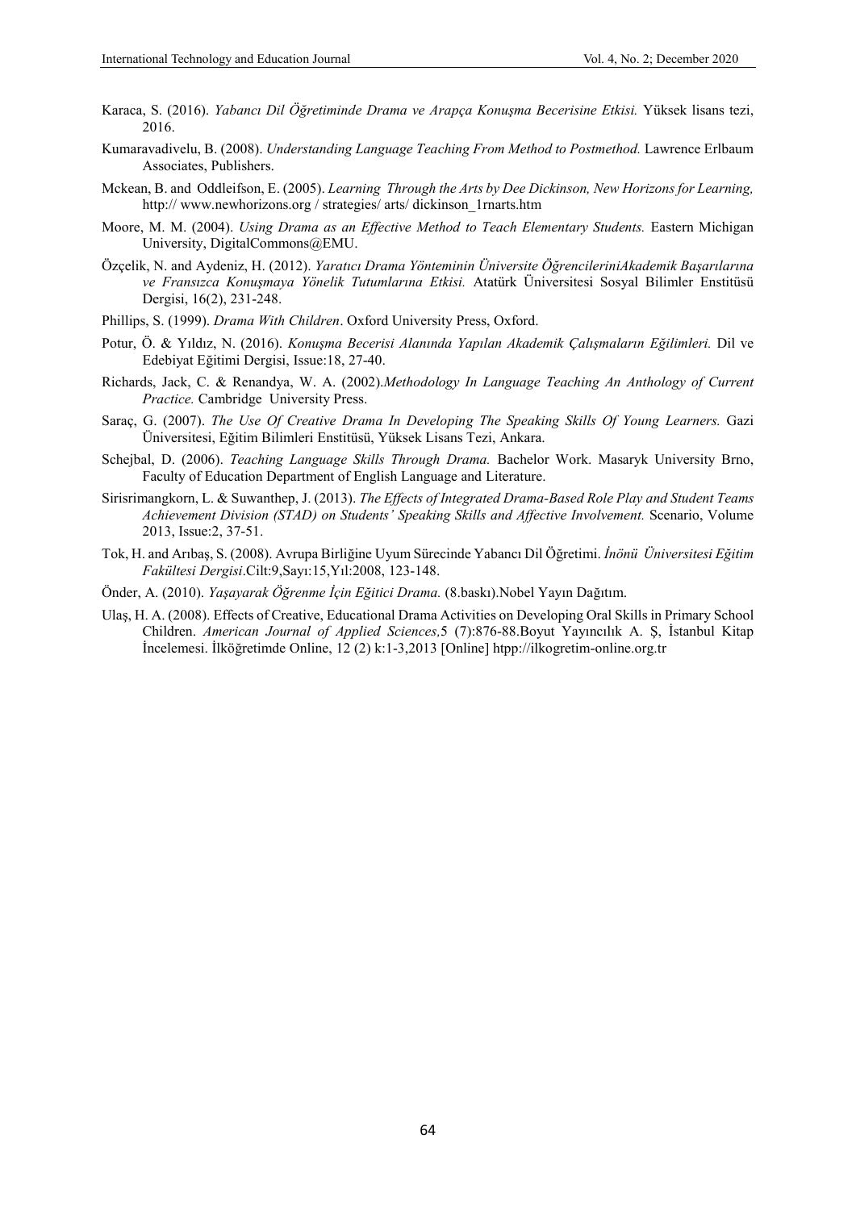Karaca, S. (2016). *Yabancı Dil Öğretiminde Drama ve Arapça Konuşma Becerisine Etkisi.* Yüksek lisans tezi, 2016.

Kumaravadivelu, B. (2008). *Understanding Language Teaching From Method to Postmethod.* Lawrence Erlbaum Associates, Publishers.

Mckean, B. and Oddleifson, E. (2005). *Learning Through the Arts by Dee Dickinson, New Horizons for Learning,* http:// www.newhorizons.org / strategies/ arts/ dickinson_1rnarts.htm

Moore, M. M. (2004). *Using Drama as an Effective Method to Teach Elementary Students.* Eastern Michigan University, DigitalCommons@EMU.

Özçelik, N. and Aydeniz, H. (2012). *Yaratıcı Drama Yönteminin Üniversite ÖğrencileriniAkademik Başarılarına ve Fransızca Konuşmaya Yönelik Tutumlarına Etkisi.* Atatürk Üniversitesi Sosyal Bilimler Enstitüsü Dergisi, 16(2), 231-248.

Phillips, S. (1999). *Drama With Children*. Oxford University Press, Oxford.

Potur, Ö. & Yıldız, N. (2016). *Konuşma Becerisi Alanında Yapılan Akademik Çalışmaların Eğilimleri.* Dil ve Edebiyat Eğitimi Dergisi, Issue:18, 27-40.

Richards, Jack, C. & Renandya, W. A. (2002).*Methodology In Language Teaching An Anthology of Current Practice.* Cambridge University Press.

Saraç, G. (2007). *The Use Of Creative Drama In Developing The Speaking Skills Of Young Learners.* Gazi Üniversitesi, Eğitim Bilimleri Enstitüsü, Yüksek Lisans Tezi, Ankara.

Schejbal, D. (2006). *Teaching Language Skills Through Drama.* Bachelor Work. Masaryk University Brno, Faculty of Education Department of English Language and Literature.

Sirisrimangkorn, L. & Suwanthep, J. (2013). *The Effects of Integrated Drama-Based Role Play and Student Teams Achievement Division (STAD) on Students' Speaking Skills and Affective Involvement.* Scenario, Volume 2013, Issue:2, 37-51.

Tok, H. and Arıbaş, S. (2008). Avrupa Birliğine Uyum Sürecinde Yabancı Dil Öğretimi. *İnönü Üniversitesi Eğitim Fakültesi Dergisi*.Cilt:9,Sayı:15,Yıl:2008, 123-148.

Önder, A. (2010). *Yaşayarak Öğrenme İçin Eğitici Drama.* (8.baskı).Nobel Yayın Dağıtım.

Ulaş, H. A. (2008). Effects of Creative, Educational Drama Activities on Developing Oral Skills in Primary School Children. *American Journal of Applied Sciences,*5 (7):876-88.Boyut Yayıncılık A. Ş, İstanbul Kitap İncelemesi. İlköğretimde Online, 12 (2) k:1-3,2013 [Online] htpp://ilkogretim-online.org.tr